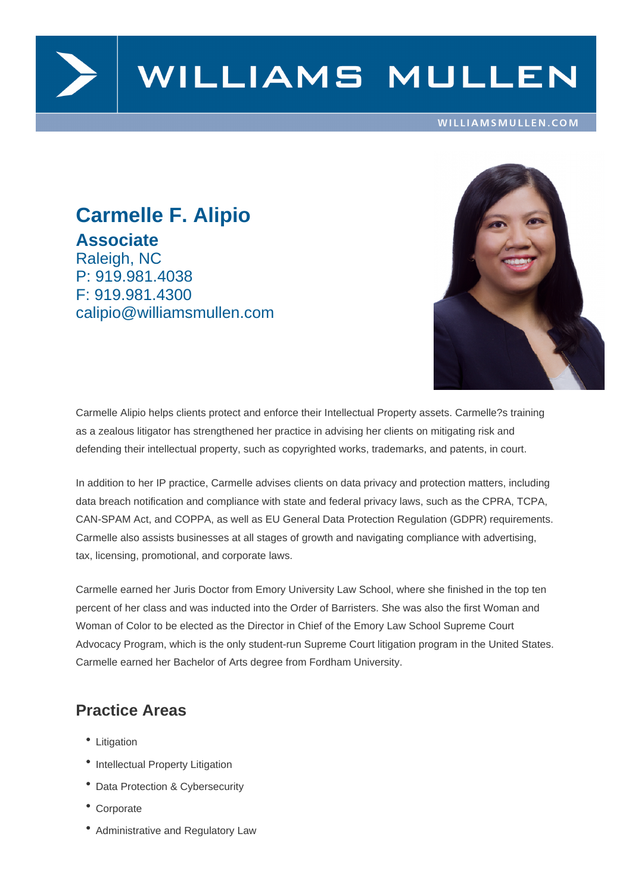# Carmelle F. Alipio

**Associate**
Raleigh, NC
P: 919.981.4038
F: 919.981.4300
calipio@williamsmullen.com

Carmelle Alipio helps clients protect and enforce their Intellectual Property assets. Carmelle?s training as a zealous litigator has strengthened her practice in advising her clients on mitigating risk and defending their intellectual property, such as copyrighted works, trademarks, and patents, in court.

In addition to her IP practice, Carmelle advises clients on data privacy and protection matters, including data breach notification and compliance with state and federal privacy laws, such as the CPRA, TCPA, CAN-SPAM Act, and COPPA, as well as EU General Data Protection Regulation (GDPR) requirements. Carmelle also assists businesses at all stages of growth and navigating compliance with advertising, tax, licensing, promotional, and corporate laws.

Carmelle earned her Juris Doctor from Emory University Law School, where she finished in the top ten percent of her class and was inducted into the Order of Barristers. She was also the first Woman and Woman of Color to be elected as the Director in Chief of the Emory Law School Supreme Court Advocacy Program, which is the only student-run Supreme Court litigation program in the United States. Carmelle earned her Bachelor of Arts degree from Fordham University.

## Practice Areas

- Litigation
- Intellectual Property Litigation
- Data Protection & Cybersecurity
- Corporate
- Administrative and Regulatory Law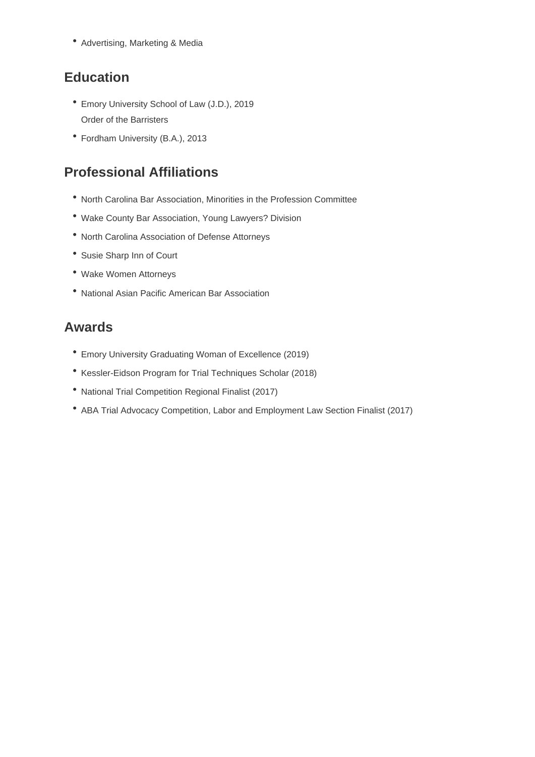- Advertising, Marketing & Media

## Education

- Emory University School of Law (J.D.), 2019
  Order of the Barristers
- Fordham University (B.A.), 2013

## Professional Affiliations

- North Carolina Bar Association, Minorities in the Profession Committee
- Wake County Bar Association, Young Lawyers? Division
- North Carolina Association of Defense Attorneys
- Susie Sharp Inn of Court
- Wake Women Attorneys
- National Asian Pacific American Bar Association

## Awards

- Emory University Graduating Woman of Excellence (2019)
- Kessler-Eidson Program for Trial Techniques Scholar (2018)
- National Trial Competition Regional Finalist (2017)
- ABA Trial Advocacy Competition, Labor and Employment Law Section Finalist (2017)